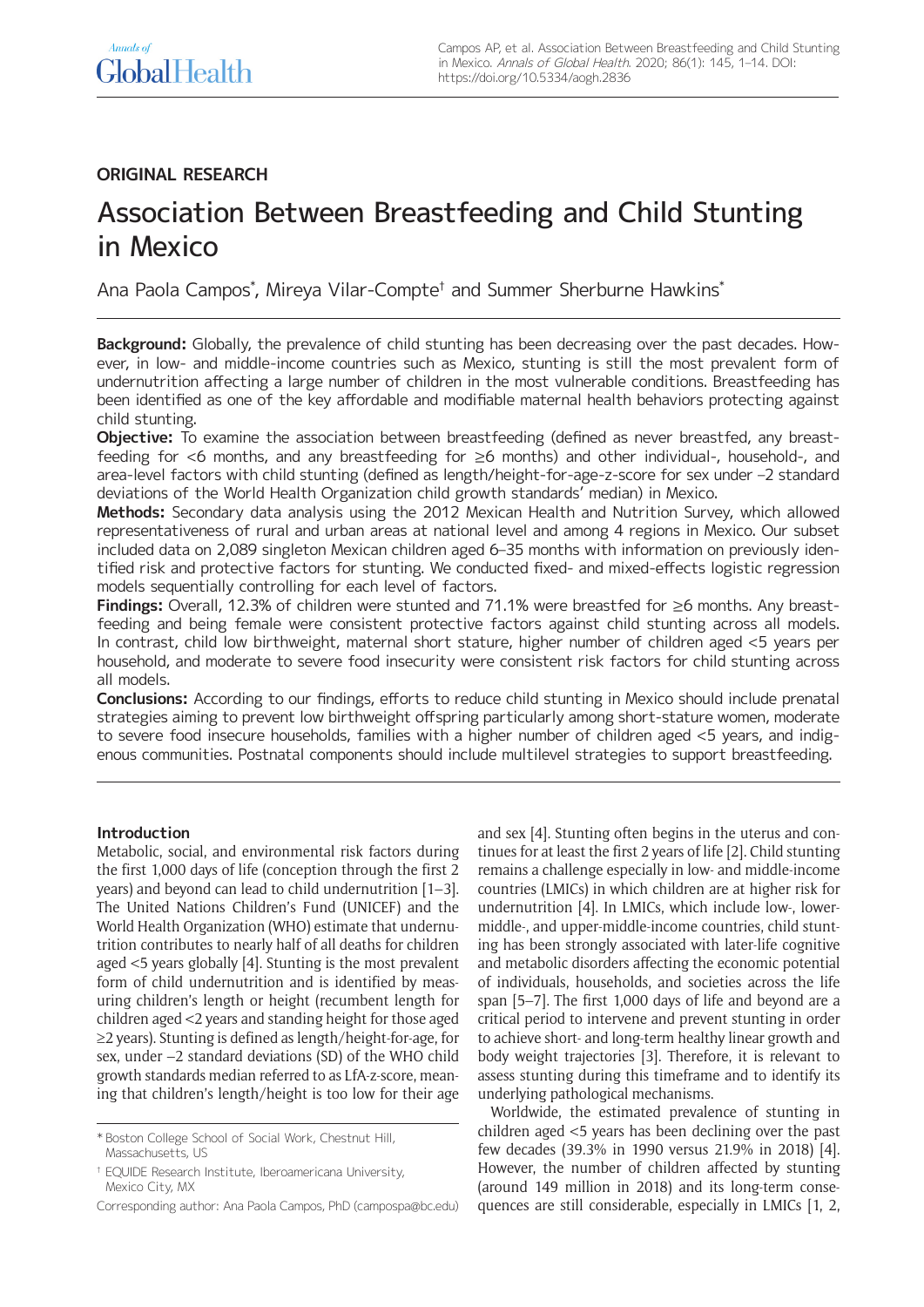ORIGINAL RESEARCH

# Association Between Breastfeeding and Child Stunting in Mexico

Ana Paola Campos[*], Mireya Vilar-Compte[†] and Summer Sherburne Hawkins[*]

**Background:** Globally, the prevalence of child stunting has been decreasing over the past decades. However, in low- and middle-income countries such as Mexico, stunting is still the most prevalent form of undernutrition affecting a large number of children in the most vulnerable conditions. Breastfeeding has been identified as one of the key affordable and modifiable maternal health behaviors protecting against child stunting.

**Objective:** To examine the association between breastfeeding (defined as never breastfed, any breastfeeding for <6 months, and any breastfeeding for ≥6 months) and other individual-, household-, and area-level factors with child stunting (defined as length/height-for-age-z-score for sex under –2 standard deviations of the World Health Organization child growth standards' median) in Mexico.

**Methods:** Secondary data analysis using the 2012 Mexican Health and Nutrition Survey, which allowed representativeness of rural and urban areas at national level and among 4 regions in Mexico. Our subset included data on 2,089 singleton Mexican children aged 6–35 months with information on previously identified risk and protective factors for stunting. We conducted fixed- and mixed-effects logistic regression models sequentially controlling for each level of factors.

**Findings:** Overall, 12.3% of children were stunted and 71.1% were breastfed for ≥6 months. Any breastfeeding and being female were consistent protective factors against child stunting across all models. In contrast, child low birthweight, maternal short stature, higher number of children aged <5 years per household, and moderate to severe food insecurity were consistent risk factors for child stunting across all models.

**Conclusions:** According to our findings, efforts to reduce child stunting in Mexico should include prenatal strategies aiming to prevent low birthweight offspring particularly among short-stature women, moderate to severe food insecure households, families with a higher number of children aged <5 years, and indigenous communities. Postnatal components should include multilevel strategies to support breastfeeding.

## Introduction

Metabolic, social, and environmental risk factors during the first 1,000 days of life (conception through the first 2 years) and beyond can lead to child undernutrition [1–3]. The United Nations Children's Fund (UNICEF) and the World Health Organization (WHO) estimate that undernutrition contributes to nearly half of all deaths for children aged <5 years globally [4]. Stunting is the most prevalent form of child undernutrition and is identified by measuring children's length or height (recumbent length for children aged <2 years and standing height for those aged ≥2 years). Stunting is defined as length/height-for-age, for sex, under –2 standard deviations (SD) of the WHO child growth standards median referred to as LfA-z-score, meaning that children's length/height is too low for their age and sex [4]. Stunting often begins in the uterus and continues for at least the first 2 years of life [2]. Child stunting remains a challenge especially in low- and middle-income countries (LMICs) in which children are at higher risk for undernutrition [4]. In LMICs, which include low-, lower-middle-, and upper-middle-income countries, child stunting has been strongly associated with later-life cognitive and metabolic disorders affecting the economic potential of individuals, households, and societies across the life span [5–7]. The first 1,000 days of life and beyond are a critical period to intervene and prevent stunting in order to achieve short- and long-term healthy linear growth and body weight trajectories [3]. Therefore, it is relevant to assess stunting during this timeframe and to identify its underlying pathological mechanisms.

Worldwide, the estimated prevalence of stunting in children aged <5 years has been declining over the past few decades (39.3% in 1990 versus 21.9% in 2018) [4]. However, the number of children affected by stunting (around 149 million in 2018) and its long-term consequences are still considerable, especially in LMICs [1, 2,

[*] Boston College School of Social Work, Chestnut Hill, Massachusetts, US

[†] EQUIDE Research Institute, Iberoamericana University, Mexico City, MX

Corresponding author: Ana Paola Campos, PhD (campospa@bc.edu)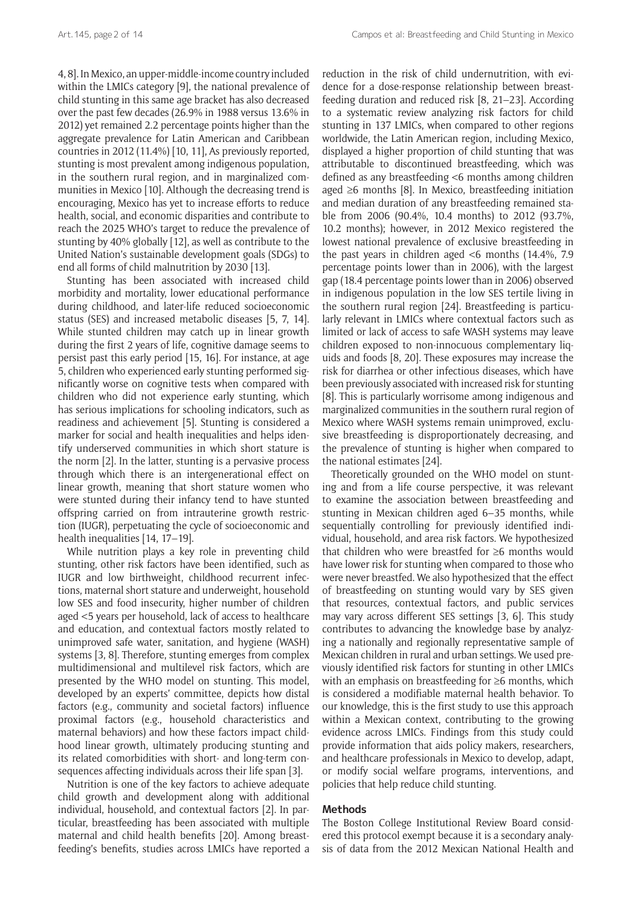4, 8]. In Mexico, an upper-middle-income country included within the LMICs category [9], the national prevalence of child stunting in this same age bracket has also decreased over the past few decades (26.9% in 1988 versus 13.6% in 2012) yet remained 2.2 percentage points higher than the aggregate prevalence for Latin American and Caribbean countries in 2012 (11.4%) [10, 11], As previously reported, stunting is most prevalent among indigenous population, in the southern rural region, and in marginalized communities in Mexico [10]. Although the decreasing trend is encouraging, Mexico has yet to increase efforts to reduce health, social, and economic disparities and contribute to reach the 2025 WHO's target to reduce the prevalence of stunting by 40% globally [12], as well as contribute to the United Nation's sustainable development goals (SDGs) to end all forms of child malnutrition by 2030 [13].

Stunting has been associated with increased child morbidity and mortality, lower educational performance during childhood, and later-life reduced socioeconomic status (SES) and increased metabolic diseases [5, 7, 14]. While stunted children may catch up in linear growth during the first 2 years of life, cognitive damage seems to persist past this early period [15, 16]. For instance, at age 5, children who experienced early stunting performed significantly worse on cognitive tests when compared with children who did not experience early stunting, which has serious implications for schooling indicators, such as readiness and achievement [5]. Stunting is considered a marker for social and health inequalities and helps identify underserved communities in which short stature is the norm [2]. In the latter, stunting is a pervasive process through which there is an intergenerational effect on linear growth, meaning that short stature women who were stunted during their infancy tend to have stunted offspring carried on from intrauterine growth restriction (IUGR), perpetuating the cycle of socioeconomic and health inequalities [14, 17–19].

While nutrition plays a key role in preventing child stunting, other risk factors have been identified, such as IUGR and low birthweight, childhood recurrent infections, maternal short stature and underweight, household low SES and food insecurity, higher number of children aged <5 years per household, lack of access to healthcare and education, and contextual factors mostly related to unimproved safe water, sanitation, and hygiene (WASH) systems [3, 8]. Therefore, stunting emerges from complex multidimensional and multilevel risk factors, which are presented by the WHO model on stunting. This model, developed by an experts' committee, depicts how distal factors (e.g., community and societal factors) influence proximal factors (e.g., household characteristics and maternal behaviors) and how these factors impact childhood linear growth, ultimately producing stunting and its related comorbidities with short- and long-term consequences affecting individuals across their life span [3].

Nutrition is one of the key factors to achieve adequate child growth and development along with additional individual, household, and contextual factors [2]. In particular, breastfeeding has been associated with multiple maternal and child health benefits [20]. Among breastfeeding's benefits, studies across LMICs have reported a reduction in the risk of child undernutrition, with evidence for a dose-response relationship between breastfeeding duration and reduced risk [8, 21–23]. According to a systematic review analyzing risk factors for child stunting in 137 LMICs, when compared to other regions worldwide, the Latin American region, including Mexico, displayed a higher proportion of child stunting that was attributable to discontinued breastfeeding, which was defined as any breastfeeding <6 months among children aged ≥6 months [8]. In Mexico, breastfeeding initiation and median duration of any breastfeeding remained stable from 2006 (90.4%, 10.4 months) to 2012 (93.7%, 10.2 months); however, in 2012 Mexico registered the lowest national prevalence of exclusive breastfeeding in the past years in children aged <6 months (14.4%, 7.9 percentage points lower than in 2006), with the largest gap (18.4 percentage points lower than in 2006) observed in indigenous population in the low SES tertile living in the southern rural region [24]. Breastfeeding is particularly relevant in LMICs where contextual factors such as limited or lack of access to safe WASH systems may leave children exposed to non-innocuous complementary liquids and foods [8, 20]. These exposures may increase the risk for diarrhea or other infectious diseases, which have been previously associated with increased risk for stunting [8]. This is particularly worrisome among indigenous and marginalized communities in the southern rural region of Mexico where WASH systems remain unimproved, exclusive breastfeeding is disproportionately decreasing, and the prevalence of stunting is higher when compared to the national estimates [24].

Theoretically grounded on the WHO model on stunting and from a life course perspective, it was relevant to examine the association between breastfeeding and stunting in Mexican children aged 6–35 months, while sequentially controlling for previously identified individual, household, and area risk factors. We hypothesized that children who were breastfed for ≥6 months would have lower risk for stunting when compared to those who were never breastfed. We also hypothesized that the effect of breastfeeding on stunting would vary by SES given that resources, contextual factors, and public services may vary across different SES settings [3, 6]. This study contributes to advancing the knowledge base by analyzing a nationally and regionally representative sample of Mexican children in rural and urban settings. We used previously identified risk factors for stunting in other LMICs with an emphasis on breastfeeding for ≥6 months, which is considered a modifiable maternal health behavior. To our knowledge, this is the first study to use this approach within a Mexican context, contributing to the growing evidence across LMICs. Findings from this study could provide information that aids policy makers, researchers, and healthcare professionals in Mexico to develop, adapt, or modify social welfare programs, interventions, and policies that help reduce child stunting.

## Methods

The Boston College Institutional Review Board considered this protocol exempt because it is a secondary analysis of data from the 2012 Mexican National Health and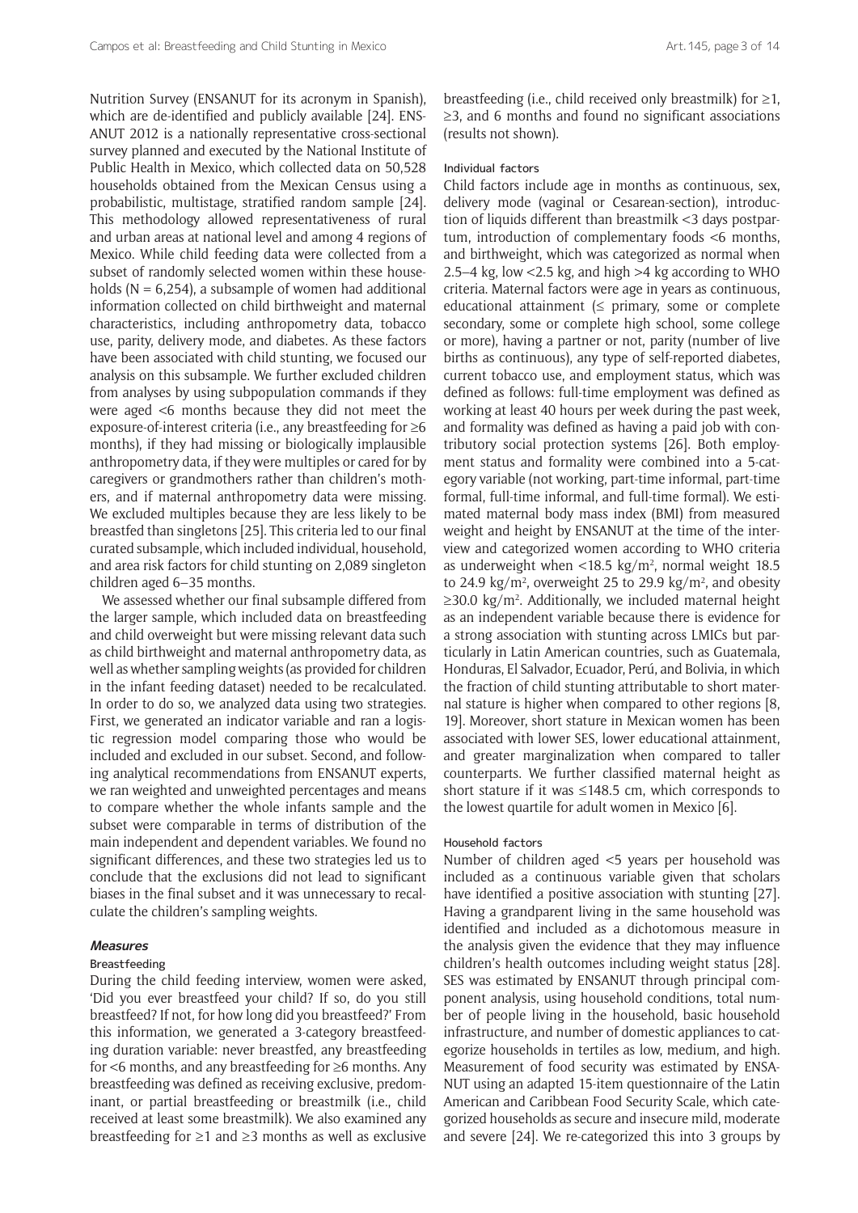Nutrition Survey (ENSANUT for its acronym in Spanish), which are de-identified and publicly available [24]. ENSANUT 2012 is a nationally representative cross-sectional survey planned and executed by the National Institute of Public Health in Mexico, which collected data on 50,528 households obtained from the Mexican Census using a probabilistic, multistage, stratified random sample [24]. This methodology allowed representativeness of rural and urban areas at national level and among 4 regions of Mexico. While child feeding data were collected from a subset of randomly selected women within these households (N = 6,254), a subsample of women had additional information collected on child birthweight and maternal characteristics, including anthropometry data, tobacco use, parity, delivery mode, and diabetes. As these factors have been associated with child stunting, we focused our analysis on this subsample. We further excluded children from analyses by using subpopulation commands if they were aged <6 months because they did not meet the exposure-of-interest criteria (i.e., any breastfeeding for ≥6 months), if they had missing or biologically implausible anthropometry data, if they were multiples or cared for by caregivers or grandmothers rather than children's mothers, and if maternal anthropometry data were missing. We excluded multiples because they are less likely to be breastfed than singletons [25]. This criteria led to our final curated subsample, which included individual, household, and area risk factors for child stunting on 2,089 singleton children aged 6–35 months.

We assessed whether our final subsample differed from the larger sample, which included data on breastfeeding and child overweight but were missing relevant data such as child birthweight and maternal anthropometry data, as well as whether sampling weights (as provided for children in the infant feeding dataset) needed to be recalculated. In order to do so, we analyzed data using two strategies. First, we generated an indicator variable and ran a logistic regression model comparing those who would be included and excluded in our subset. Second, and following analytical recommendations from ENSANUT experts, we ran weighted and unweighted percentages and means to compare whether the whole infants sample and the subset were comparable in terms of distribution of the main independent and dependent variables. We found no significant differences, and these two strategies led us to conclude that the exclusions did not lead to significant biases in the final subset and it was unnecessary to recalculate the children's sampling weights.

## Measures

### Breastfeeding

During the child feeding interview, women were asked, 'Did you ever breastfeed your child? If so, do you still breastfeed? If not, for how long did you breastfeed?' From this information, we generated a 3-category breastfeeding duration variable: never breastfed, any breastfeeding for <6 months, and any breastfeeding for ≥6 months. Any breastfeeding was defined as receiving exclusive, predominant, or partial breastfeeding or breastmilk (i.e., child received at least some breastmilk). We also examined any breastfeeding for ≥1 and ≥3 months as well as exclusive breastfeeding (i.e., child received only breastmilk) for ≥1, ≥3, and 6 months and found no significant associations (results not shown).

### Individual factors

Child factors include age in months as continuous, sex, delivery mode (vaginal or Cesarean-section), introduction of liquids different than breastmilk <3 days postpartum, introduction of complementary foods <6 months, and birthweight, which was categorized as normal when 2.5–4 kg, low <2.5 kg, and high >4 kg according to WHO criteria. Maternal factors were age in years as continuous, educational attainment (≤ primary, some or complete secondary, some or complete high school, some college or more), having a partner or not, parity (number of live births as continuous), any type of self-reported diabetes, current tobacco use, and employment status, which was defined as follows: full-time employment was defined as working at least 40 hours per week during the past week, and formality was defined as having a paid job with contributory social protection systems [26]. Both employment status and formality were combined into a 5-category variable (not working, part-time informal, part-time formal, full-time informal, and full-time formal). We estimated maternal body mass index (BMI) from measured weight and height by ENSANUT at the time of the interview and categorized women according to WHO criteria as underweight when <18.5 kg/m$^2$, normal weight 18.5 to 24.9 kg/m$^2$, overweight 25 to 29.9 kg/m$^2$, and obesity ≥30.0 kg/m$^2$. Additionally, we included maternal height as an independent variable because there is evidence for a strong association with stunting across LMICs but particularly in Latin American countries, such as Guatemala, Honduras, El Salvador, Ecuador, Perú, and Bolivia, in which the fraction of child stunting attributable to short maternal stature is higher when compared to other regions [8, 19]. Moreover, short stature in Mexican women has been associated with lower SES, lower educational attainment, and greater marginalization when compared to taller counterparts. We further classified maternal height as short stature if it was ≤148.5 cm, which corresponds to the lowest quartile for adult women in Mexico [6].

### Household factors

Number of children aged <5 years per household was included as a continuous variable given that scholars have identified a positive association with stunting [27]. Having a grandparent living in the same household was identified and included as a dichotomous measure in the analysis given the evidence that they may influence children's health outcomes including weight status [28]. SES was estimated by ENSANUT through principal component analysis, using household conditions, total number of people living in the household, basic household infrastructure, and number of domestic appliances to categorize households in tertiles as low, medium, and high. Measurement of food security was estimated by ENSANUT using an adapted 15-item questionnaire of the Latin American and Caribbean Food Security Scale, which categorized households as secure and insecure mild, moderate and severe [24]. We re-categorized this into 3 groups by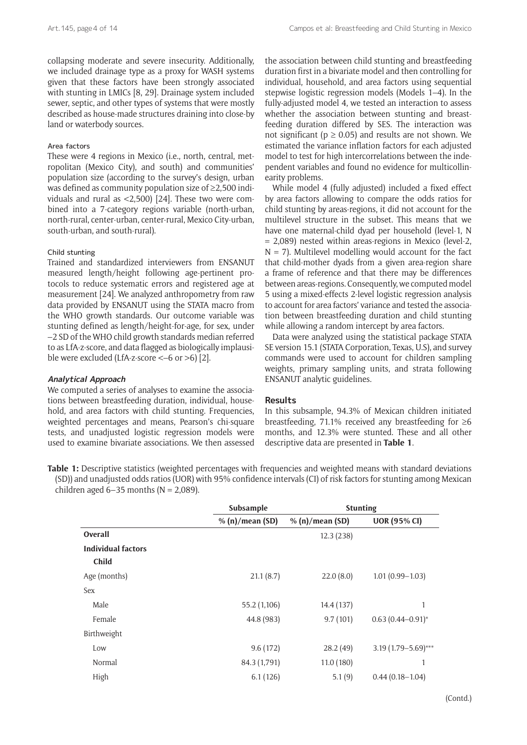collapsing moderate and severe insecurity. Additionally, we included drainage type as a proxy for WASH systems given that these factors have been strongly associated with stunting in LMICs [8, 29]. Drainage system included sewer, septic, and other types of systems that were mostly described as house-made structures draining into close-by land or waterbody sources.

#### Area factors

These were 4 regions in Mexico (i.e., north, central, metropolitan (Mexico City), and south) and communities' population size (according to the survey's design, urban was defined as community population size of ≥2,500 individuals and rural as <2,500) [24]. These two were combined into a 7-category regions variable (north-urban, north-rural, center-urban, center-rural, Mexico City-urban, south-urban, and south-rural).

#### Child stunting

Trained and standardized interviewers from ENSANUT measured length/height following age-pertinent protocols to reduce systematic errors and registered age at measurement [24]. We analyzed anthropometry from raw data provided by ENSANUT using the STATA macro from the WHO growth standards. Our outcome variable was stunting defined as length/height-for-age, for sex, under –2 SD of the WHO child growth standards median referred to as LfA-z-score, and data flagged as biologically implausible were excluded (LfA-z-score <–6 or >6) [2].

### Analytical Approach

We computed a series of analyses to examine the associations between breastfeeding duration, individual, household, and area factors with child stunting. Frequencies, weighted percentages and means, Pearson's chi-square tests, and unadjusted logistic regression models were used to examine bivariate associations. We then assessed the association between child stunting and breastfeeding duration first in a bivariate model and then controlling for individual, household, and area factors using sequential stepwise logistic regression models (Models 1–4). In the fully-adjusted model 4, we tested an interaction to assess whether the association between stunting and breastfeeding duration differed by SES. The interaction was not significant ($p \geq 0.05$) and results are not shown. We estimated the variance inflation factors for each adjusted model to test for high intercorrelations between the independent variables and found no evidence for multicollinearity problems.

While model 4 (fully adjusted) included a fixed effect by area factors allowing to compare the odds ratios for child stunting by areas-regions, it did not account for the multilevel structure in the subset. This means that we have one maternal-child dyad per household (level-1, N = 2,089) nested within areas-regions in Mexico (level-2, N = 7). Multilevel modelling would account for the fact that child-mother dyads from a given area-region share a frame of reference and that there may be differences between areas-regions. Consequently, we computed model 5 using a mixed-effects 2-level logistic regression analysis to account for area factors' variance and tested the association between breastfeeding duration and child stunting while allowing a random intercept by area factors.

Data were analyzed using the statistical package STATA SE version 15.1 (STATA Corporation, Texas, U.S), and survey commands were used to account for children sampling weights, primary sampling units, and strata following ENSANUT analytic guidelines.

## Results

In this subsample, 94.3% of Mexican children initiated breastfeeding, 71.1% received any breastfeeding for ≥6 months, and 12.3% were stunted. These and all other descriptive data are presented in **Table 1**.

**Table 1:** Descriptive statistics (weighted percentages with frequencies and weighted means with standard deviations (SD)) and unadjusted odds ratios (UOR) with 95% confidence intervals (CI) of risk factors for stunting among Mexican children aged 6–35 months (N = 2,089).

| | Subsample | Stunting | |
|---|---|---|---|
| | % (n)/mean (SD) | % (n)/mean (SD) | UOR (95% CI) |
| **Overall** | | 12.3 (238) | |
| **Individual factors** | | | |
| **Child** | | | |
| Age (months) | 21.1 (8.7) | 22.0 (8.0) | 1.01 (0.99–1.03) |
| Sex | | | |
| Male | 55.2 (1,106) | 14.4 (137) | 1 |
| Female | 44.8 (983) | 9.7 (101) | 0.63 (0.44–0.91)* |
| Birthweight | | | |
| Low | 9.6 (172) | 28.2 (49) | 3.19 (1.79–5.69)*** |
| Normal | 84.3 (1,791) | 11.0 (180) | 1 |
| High | 6.1 (126) | 5.1 (9) | 0.44 (0.18–1.04) |

(Contd.)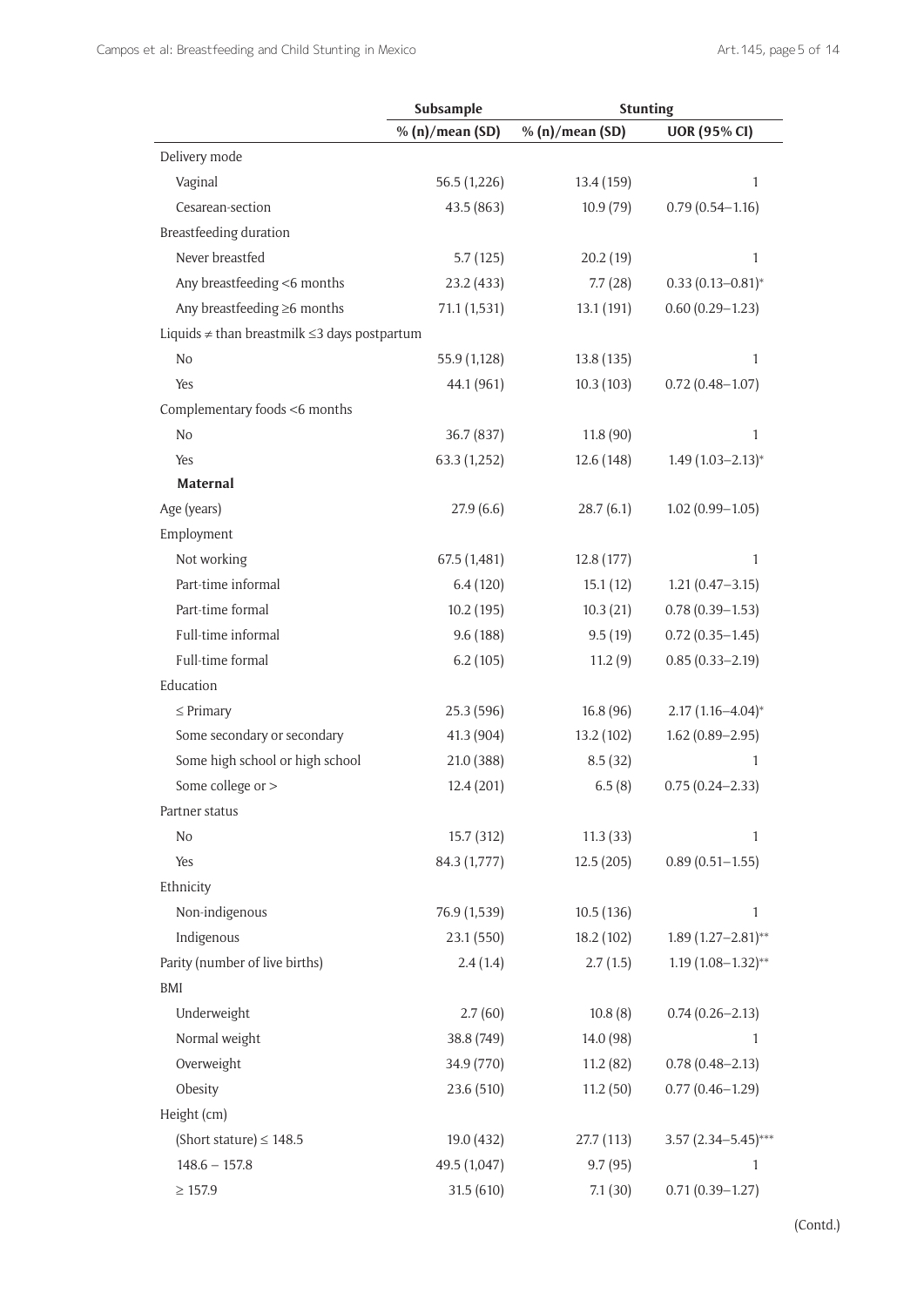| | Subsample | Stunting | |
|---|---|---|---|
| | % (n)/mean (SD) | % (n)/mean (SD) | UOR (95% CI) |
| Delivery mode | | | |
| Vaginal | 56.5 (1,226) | 13.4 (159) | 1 |
| Cesarean-section | 43.5 (863) | 10.9 (79) | 0.79 (0.54–1.16) |
| Breastfeeding duration | | | |
| Never breastfed | 5.7 (125) | 20.2 (19) | 1 |
| Any breastfeeding <6 months | 23.2 (433) | 7.7 (28) | 0.33 (0.13–0.81)* |
| Any breastfeeding ≥6 months | 71.1 (1,531) | 13.1 (191) | 0.60 (0.29–1.23) |
| Liquids ≠ than breastmilk ≤3 days postpartum | | | |
| No | 55.9 (1,128) | 13.8 (135) | 1 |
| Yes | 44.1 (961) | 10.3 (103) | 0.72 (0.48–1.07) |
| Complementary foods <6 months | | | |
| No | 36.7 (837) | 11.8 (90) | 1 |
| Yes | 63.3 (1,252) | 12.6 (148) | 1.49 (1.03–2.13)* |
| **Maternal** | | | |
| Age (years) | 27.9 (6.6) | 28.7 (6.1) | 1.02 (0.99–1.05) |
| Employment | | | |
| Not working | 67.5 (1,481) | 12.8 (177) | 1 |
| Part-time informal | 6.4 (120) | 15.1 (12) | 1.21 (0.47–3.15) |
| Part-time formal | 10.2 (195) | 10.3 (21) | 0.78 (0.39–1.53) |
| Full-time informal | 9.6 (188) | 9.5 (19) | 0.72 (0.35–1.45) |
| Full-time formal | 6.2 (105) | 11.2 (9) | 0.85 (0.33–2.19) |
| Education | | | |
| ≤ Primary | 25.3 (596) | 16.8 (96) | 2.17 (1.16–4.04)* |
| Some secondary or secondary | 41.3 (904) | 13.2 (102) | 1.62 (0.89–2.95) |
| Some high school or high school | 21.0 (388) | 8.5 (32) | 1 |
| Some college or > | 12.4 (201) | 6.5 (8) | 0.75 (0.24–2.33) |
| Partner status | | | |
| No | 15.7 (312) | 11.3 (33) | 1 |
| Yes | 84.3 (1,777) | 12.5 (205) | 0.89 (0.51–1.55) |
| Ethnicity | | | |
| Non-indigenous | 76.9 (1,539) | 10.5 (136) | 1 |
| Indigenous | 23.1 (550) | 18.2 (102) | 1.89 (1.27–2.81)** |
| Parity (number of live births) | 2.4 (1.4) | 2.7 (1.5) | 1.19 (1.08–1.32)** |
| BMI | | | |
| Underweight | 2.7 (60) | 10.8 (8) | 0.74 (0.26–2.13) |
| Normal weight | 38.8 (749) | 14.0 (98) | 1 |
| Overweight | 34.9 (770) | 11.2 (82) | 0.78 (0.48–2.13) |
| Obesity | 23.6 (510) | 11.2 (50) | 0.77 (0.46–1.29) |
| Height (cm) | | | |
| (Short stature) ≤ 148.5 | 19.0 (432) | 27.7 (113) | 3.57 (2.34–5.45)*** |
| 148.6 – 157.8 | 49.5 (1,047) | 9.7 (95) | 1 |
| ≥ 157.9 | 31.5 (610) | 7.1 (30) | 0.71 (0.39–1.27) |

(Contd.)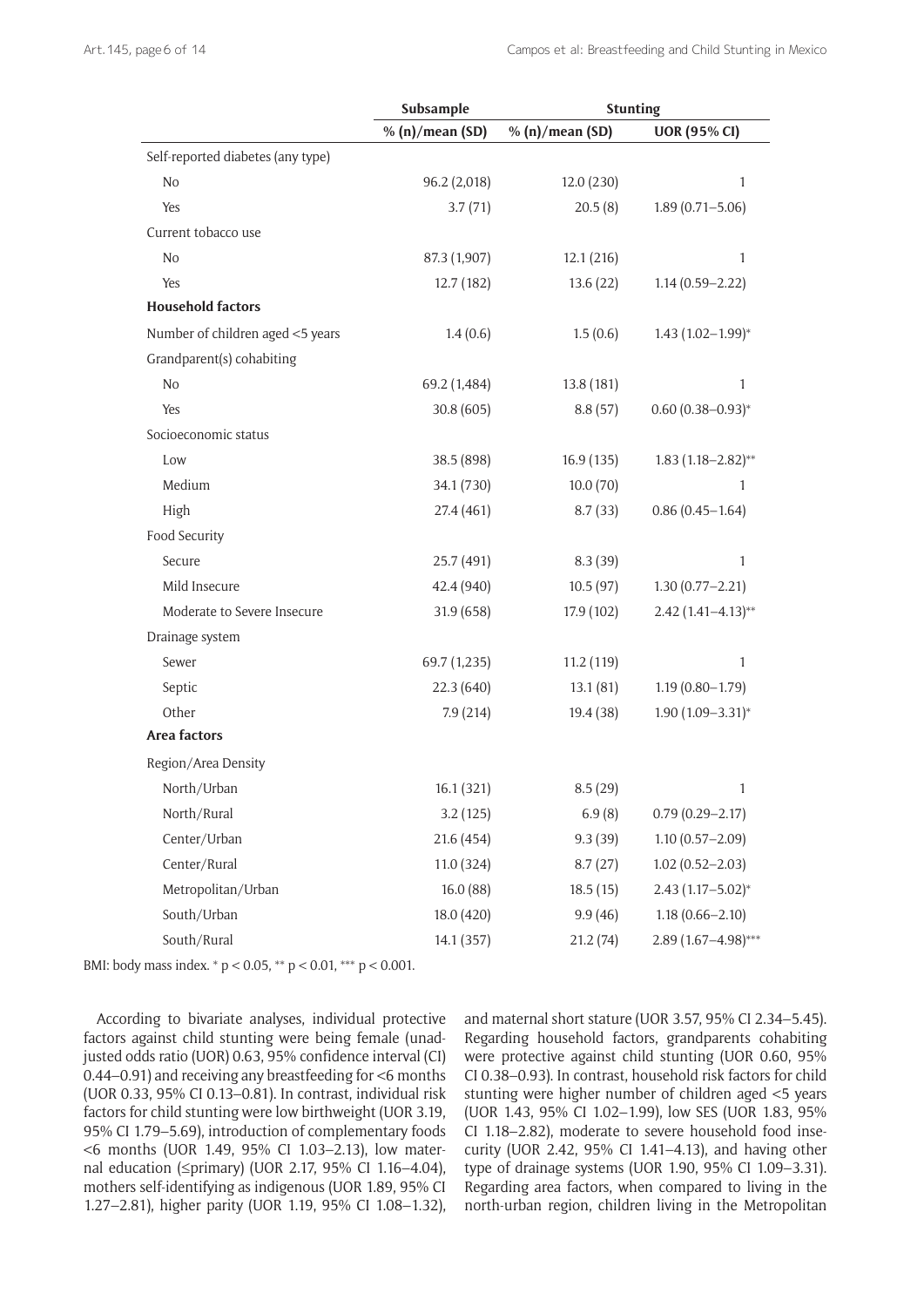| | Subsample | Stunting | |
|---|---|---|---|
| | % (n)/mean (SD) | % (n)/mean (SD) | UOR (95% CI) |
| Self-reported diabetes (any type) | | | |
| No | 96.2 (2,018) | 12.0 (230) | 1 |
| Yes | 3.7 (71) | 20.5 (8) | 1.89 (0.71–5.06) |
| Current tobacco use | | | |
| No | 87.3 (1,907) | 12.1 (216) | 1 |
| Yes | 12.7 (182) | 13.6 (22) | 1.14 (0.59–2.22) |
| **Household factors** | | | |
| Number of children aged <5 years | 1.4 (0.6) | 1.5 (0.6) | 1.43 (1.02–1.99)* |
| Grandparent(s) cohabiting | | | |
| No | 69.2 (1,484) | 13.8 (181) | 1 |
| Yes | 30.8 (605) | 8.8 (57) | 0.60 (0.38–0.93)* |
| Socioeconomic status | | | |
| Low | 38.5 (898) | 16.9 (135) | 1.83 (1.18–2.82)** |
| Medium | 34.1 (730) | 10.0 (70) | 1 |
| High | 27.4 (461) | 8.7 (33) | 0.86 (0.45–1.64) |
| Food Security | | | |
| Secure | 25.7 (491) | 8.3 (39) | 1 |
| Mild Insecure | 42.4 (940) | 10.5 (97) | 1.30 (0.77–2.21) |
| Moderate to Severe Insecure | 31.9 (658) | 17.9 (102) | 2.42 (1.41–4.13)** |
| Drainage system | | | |
| Sewer | 69.7 (1,235) | 11.2 (119) | 1 |
| Septic | 22.3 (640) | 13.1 (81) | 1.19 (0.80–1.79) |
| Other | 7.9 (214) | 19.4 (38) | 1.90 (1.09–3.31)* |
| **Area factors** | | | |
| Region/Area Density | | | |
| North/Urban | 16.1 (321) | 8.5 (29) | 1 |
| North/Rural | 3.2 (125) | 6.9 (8) | 0.79 (0.29–2.17) |
| Center/Urban | 21.6 (454) | 9.3 (39) | 1.10 (0.57–2.09) |
| Center/Rural | 11.0 (324) | 8.7 (27) | 1.02 (0.52–2.03) |
| Metropolitan/Urban | 16.0 (88) | 18.5 (15) | 2.43 (1.17–5.02)* |
| South/Urban | 18.0 (420) | 9.9 (46) | 1.18 (0.66–2.10) |
| South/Rural | 14.1 (357) | 21.2 (74) | 2.89 (1.67–4.98)*** |

BMI: body mass index. * $p < 0.05$, ** $p < 0.01$, *** $p < 0.001$.

According to bivariate analyses, individual protective factors against child stunting were being female (unadjusted odds ratio (UOR) 0.63, 95% confidence interval (CI) 0.44–0.91) and receiving any breastfeeding for <6 months (UOR 0.33, 95% CI 0.13–0.81). In contrast, individual risk factors for child stunting were low birthweight (UOR 3.19, 95% CI 1.79–5.69), introduction of complementary foods <6 months (UOR 1.49, 95% CI 1.03–2.13), low maternal education (≤primary) (UOR 2.17, 95% CI 1.16–4.04), mothers self-identifying as indigenous (UOR 1.89, 95% CI 1.27–2.81), higher parity (UOR 1.19, 95% CI 1.08–1.32), and maternal short stature (UOR 3.57, 95% CI 2.34–5.45). Regarding household factors, grandparents cohabiting were protective against child stunting (UOR 0.60, 95% CI 0.38–0.93). In contrast, household risk factors for child stunting were higher number of children aged <5 years (UOR 1.43, 95% CI 1.02–1.99), low SES (UOR 1.83, 95% CI 1.18–2.82), moderate to severe household food insecurity (UOR 2.42, 95% CI 1.41–4.13), and having other type of drainage systems (UOR 1.90, 95% CI 1.09–3.31). Regarding area factors, when compared to living in the north-urban region, children living in the Metropolitan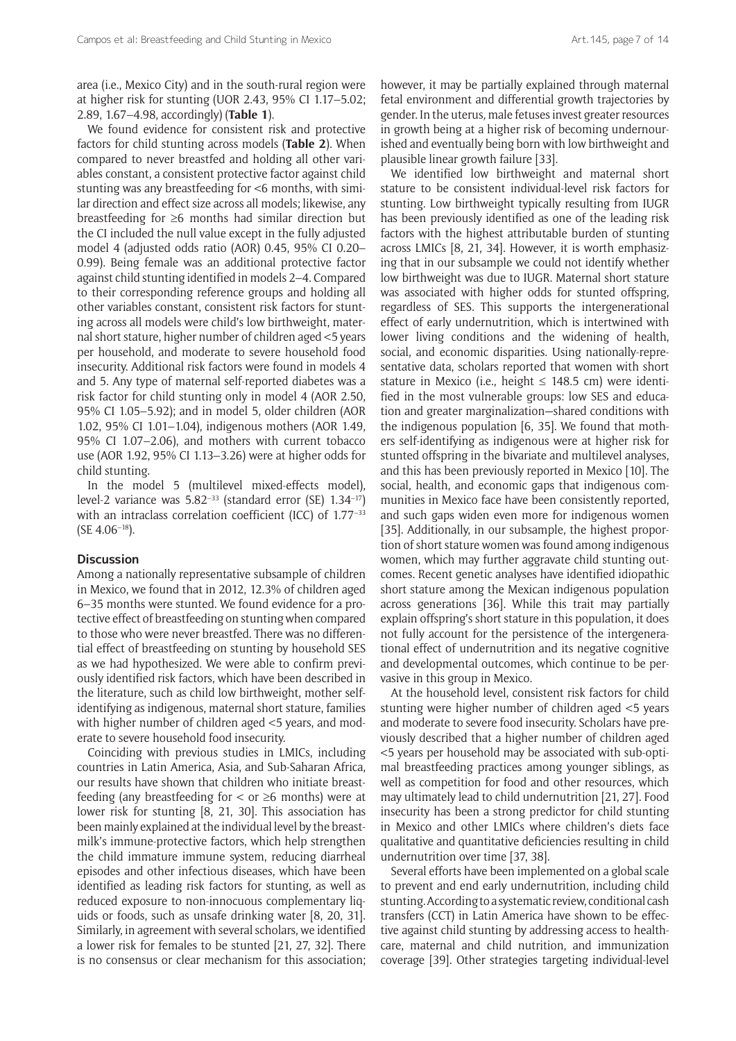area (i.e., Mexico City) and in the south-rural region were at higher risk for stunting (UOR 2.43, 95% CI 1.17–5.02; 2.89, 1.67–4.98, accordingly) (**Table 1**).

We found evidence for consistent risk and protective factors for child stunting across models (**Table 2**). When compared to never breastfed and holding all other variables constant, a consistent protective factor against child stunting was any breastfeeding for <6 months, with similar direction and effect size across all models; likewise, any breastfeeding for ≥6 months had similar direction but the CI included the null value except in the fully adjusted model 4 (adjusted odds ratio (AOR) 0.45, 95% CI 0.20–0.99). Being female was an additional protective factor against child stunting identified in models 2–4. Compared to their corresponding reference groups and holding all other variables constant, consistent risk factors for stunting across all models were child's low birthweight, maternal short stature, higher number of children aged <5 years per household, and moderate to severe household food insecurity. Additional risk factors were found in models 4 and 5. Any type of maternal self-reported diabetes was a risk factor for child stunting only in model 4 (AOR 2.50, 95% CI 1.05–5.92); and in model 5, older children (AOR 1.02, 95% CI 1.01–1.04), indigenous mothers (AOR 1.49, 95% CI 1.07–2.06), and mothers with current tobacco use (AOR 1.92, 95% CI 1.13–3.26) were at higher odds for child stunting.

In the model 5 (multilevel mixed-effects model), level-2 variance was $5.82^{-33}$ (standard error (SE) $1.34^{-17}$) with an intraclass correlation coefficient (ICC) of $1.77^{-33}$ (SE $4.06^{-18}$).

## Discussion

Among a nationally representative subsample of children in Mexico, we found that in 2012, 12.3% of children aged 6–35 months were stunted. We found evidence for a protective effect of breastfeeding on stunting when compared to those who were never breastfed. There was no differential effect of breastfeeding on stunting by household SES as we had hypothesized. We were able to confirm previously identified risk factors, which have been described in the literature, such as child low birthweight, mother self-identifying as indigenous, maternal short stature, families with higher number of children aged <5 years, and moderate to severe household food insecurity.

Coinciding with previous studies in LMICs, including countries in Latin America, Asia, and Sub-Saharan Africa, our results have shown that children who initiate breastfeeding (any breastfeeding for < or ≥6 months) were at lower risk for stunting [8, 21, 30]. This association has been mainly explained at the individual level by the breastmilk's immune-protective factors, which help strengthen the child immature immune system, reducing diarrheal episodes and other infectious diseases, which have been identified as leading risk factors for stunting, as well as reduced exposure to non-innocuous complementary liquids or foods, such as unsafe drinking water [8, 20, 31]. Similarly, in agreement with several scholars, we identified a lower risk for females to be stunted [21, 27, 32]. There is no consensus or clear mechanism for this association; however, it may be partially explained through maternal fetal environment and differential growth trajectories by gender. In the uterus, male fetuses invest greater resources in growth being at a higher risk of becoming undernourished and eventually being born with low birthweight and plausible linear growth failure [33].

We identified low birthweight and maternal short stature to be consistent individual-level risk factors for stunting. Low birthweight typically resulting from IUGR has been previously identified as one of the leading risk factors with the highest attributable burden of stunting across LMICs [8, 21, 34]. However, it is worth emphasizing that in our subsample we could not identify whether low birthweight was due to IUGR. Maternal short stature was associated with higher odds for stunted offspring, regardless of SES. This supports the intergenerational effect of early undernutrition, which is intertwined with lower living conditions and the widening of health, social, and economic disparities. Using nationally-representative data, scholars reported that women with short stature in Mexico (i.e., height ≤ 148.5 cm) were identified in the most vulnerable groups: low SES and education and greater marginalization—shared conditions with the indigenous population [6, 35]. We found that mothers self-identifying as indigenous were at higher risk for stunted offspring in the bivariate and multilevel analyses, and this has been previously reported in Mexico [10]. The social, health, and economic gaps that indigenous communities in Mexico face have been consistently reported, and such gaps widen even more for indigenous women [35]. Additionally, in our subsample, the highest proportion of short stature women was found among indigenous women, which may further aggravate child stunting outcomes. Recent genetic analyses have identified idiopathic short stature among the Mexican indigenous population across generations [36]. While this trait may partially explain offspring's short stature in this population, it does not fully account for the persistence of the intergenerational effect of undernutrition and its negative cognitive and developmental outcomes, which continue to be pervasive in this group in Mexico.

At the household level, consistent risk factors for child stunting were higher number of children aged <5 years and moderate to severe food insecurity. Scholars have previously described that a higher number of children aged <5 years per household may be associated with sub-optimal breastfeeding practices among younger siblings, as well as competition for food and other resources, which may ultimately lead to child undernutrition [21, 27]. Food insecurity has been a strong predictor for child stunting in Mexico and other LMICs where children's diets face qualitative and quantitative deficiencies resulting in child undernutrition over time [37, 38].

Several efforts have been implemented on a global scale to prevent and end early undernutrition, including child stunting. According to a systematic review, conditional cash transfers (CCT) in Latin America have shown to be effective against child stunting by addressing access to healthcare, maternal and child nutrition, and immunization coverage [39]. Other strategies targeting individual-level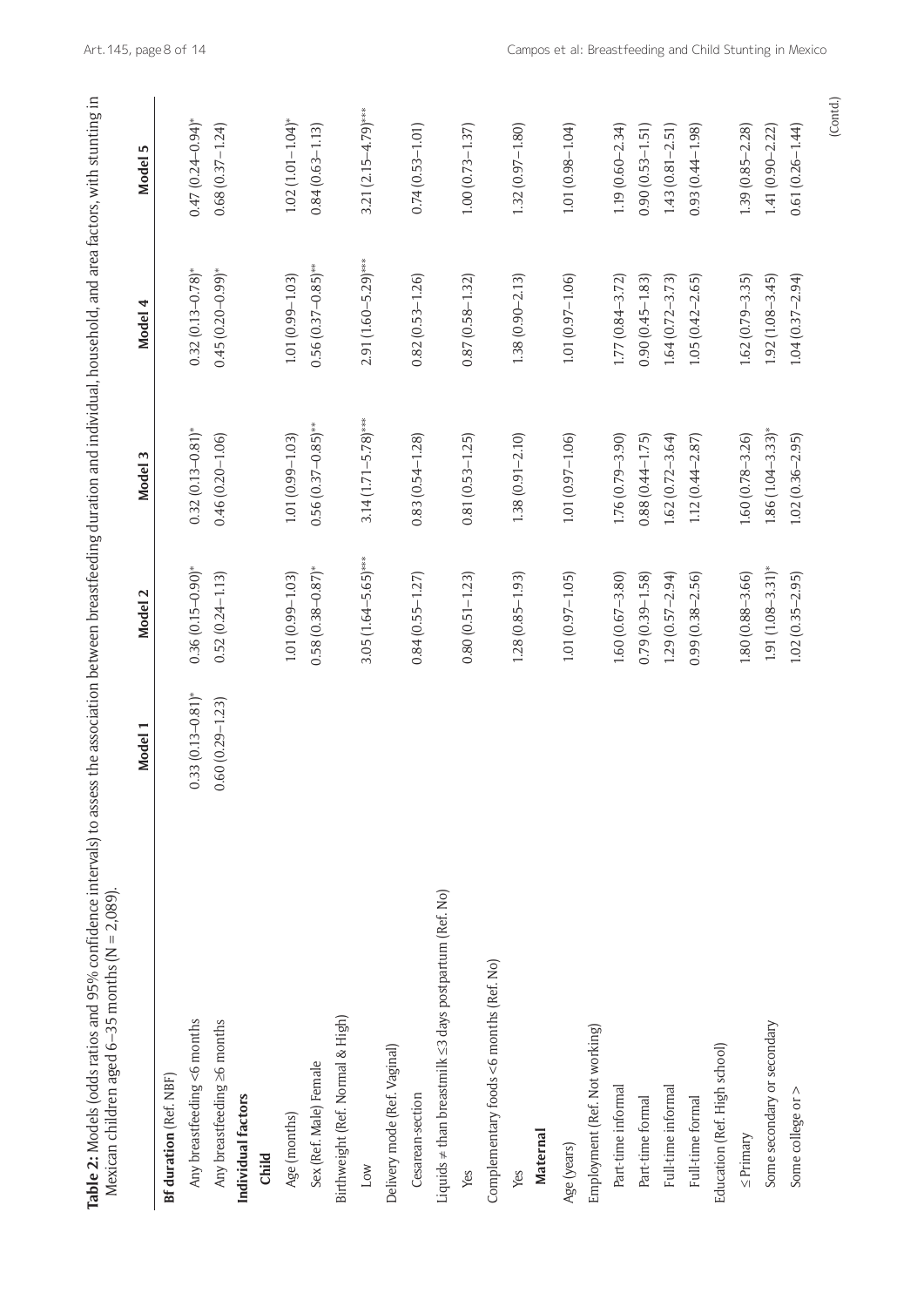**Table 2:** Models (odds ratios and 95% confidence intervals) to assess the association between breastfeeding duration and individual, household, and area factors, with stunting in Mexican children aged 6–35 months (N = 2,089).

| | Model 1 | Model 2 | Model 3 | Model 4 | Model 5 |
|---|---|---|---|---|---|
| **Bf duration** (Ref. NBF) | | | | | |
| Any breastfeeding <6 months | 0.33 (0.13–0.81)* | 0.36 (0.15–0.90)* | 0.32 (0.13–0.81)* | 0.32 (0.13–0.78)* | 0.47 (0.24–0.94)* |
| Any breastfeeding ≥6 months | 0.60 (0.29–1.23) | 0.52 (0.24–1.13) | 0.46 (0.20–1.06) | 0.45 (0.20–0.99)* | 0.68 (0.37–1.24) |
| **Individual factors** | | | | | |
| **Child** | | | | | |
| Age (months) | | 1.01 (0.99–1.03) | 1.01 (0.99–1.03) | 1.01 (0.99–1.03) | 1.02 (1.01–1.04)* |
| Sex (Ref. Male) Female | | 0.58 (0.38–0.87)* | 0.56 (0.37–0.85)** | 0.56 (0.37–0.85)** | 0.84 (0.63–1.13) |
| Birthweight (Ref. Normal & High) | | | | | |
| Low | | 3.05 (1.64–5.65)*** | 3.14 (1.71–5.78)*** | 2.91 (1.60–5.29)*** | 3.21 (2.15–4.79)*** |
| Delivery mode (Ref. Vaginal) | | | | | |
| Cesarean-section | | 0.84 (0.55–1.27) | 0.83 (0.54–1.28) | 0.82 (0.53–1.26) | 0.74 (0.53–1.01) |
| Liquids ≠ than breastmilk ≤3 days postpartum (Ref. No) | | | | | |
| Yes | | 0.80 (0.51–1.23) | 0.81 (0.53–1.25) | 0.87 (0.58–1.32) | 1.00 (0.73–1.37) |
| Complementary foods <6 months (Ref. No) | | | | | |
| Yes | | 1.28 (0.85–1.93) | 1.38 (0.91–2.10) | 1.38 (0.90–2.13) | 1.32 (0.97–1.80) |
| **Maternal** | | | | | |
| Age (years) | | 1.01 (0.97–1.05) | 1.01 (0.97–1.06) | 1.01 (0.97–1.06) | 1.01 (0.98–1.04) |
| Employment (Ref. Not working) | | | | | |
| Part-time informal | | 1.60 (0.67–3.80) | 1.76 (0.79–3.90) | 1.77 (0.84–3.72) | 1.19 (0.60–2.34) |
| Part-time formal | | 0.79 (0.39–1.58) | 0.88 (0.44–1.75) | 0.90 (0.45–1.83) | 0.90 (0.53–1.51) |
| Full-time informal | | 1.29 (0.57–2.94) | 1.62 (0.72–3.64) | 1.64 (0.72–3.73) | 1.43 (0.81–2.51) |
| Full-time formal | | 0.99 (0.38–2.56) | 1.12 (0.44–2.87) | 1.05 (0.42–2.65) | 0.93 (0.44–1.98) |
| Education (Ref. High school) | | | | | |
| ≤ Primary | | 1.80 (0.88–3.66) | 1.60 (0.78–3.26) | 1.62 (0.79–3.35) | 1.39 (0.85–2.28) |
| Some secondary or secondary | | 1.91 (1.08–3.31)* | 1.86 (1.04–3.33)* | 1.92 (1.08–3.45) | 1.41 (0.90–2.22) |
| Some college or > | | 1.02 (0.35–2.95) | 1.02 (0.36–2.95) | 1.04 (0.37–2.94) | 0.61 (0.26–1.44) |

(Contd.)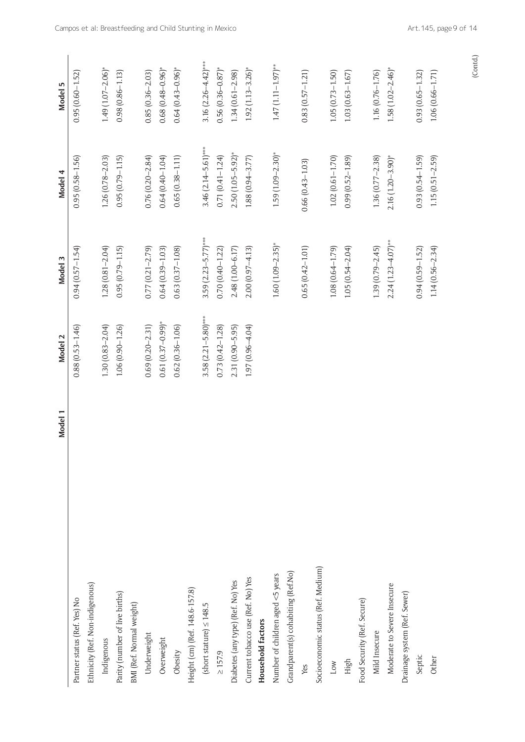|  | Model 1 | Model 2 | Model 3 | Model 4 | Model 5 |
|---|---|---|---|---|---|
| Partner status (Ref. Yes) No |  | 0.88 (0.53–1.46) | 0.94 (0.57–1.54) | 0.95 (0.58–1.56) | 0.95 (0.60–1.52) |
| Ethnicity (Ref. Non-indigenous) |  |  |  |  |  |
| Indigenous |  | 1.30 (0.83–2.04) | 1.28 (0.81–2.04) | 1.26 (0.78–2.03) | 1.49 (1.07–2.06)* |
| Parity (number of live births) |  | 1.06 (0.90–1.26) | 0.95 (0.79–1.15) | 0.95 (0.79–1.15) | 0.98 (0.86–1.13) |
| BMI (Ref. Normal weight) |  |  |  |  |  |
| Underweight |  | 0.69 (0.20–2.31) | 0.77 (0.21–2.79) | 0.76 (0.20–2.84) | 0.85 (0.36–2.03) |
| Overweight |  | 0.61 (0.37–0.99)* | 0.64 (0.39–1.03) | 0.64 (0.40–1.04) | 0.68 (0.48–0.96)* |
| Obesity |  | 0.62 (0.36–1.06) | 0.63 (0.37–1.08) | 0.65 (0.38–1.11) | 0.64 (0.43–0.96)* |
| Height (cm) (Ref. 148.6-157.8) |  |  |  |  |  |
| (short stature) ≤ 148.5 |  | 3.58 (2.21–5.80)*** | 3.59 (2.23–5.77)*** | 3.46 (2.14–5.61)*** | 3.16 (2.26–4.42)*** |
| ≥ 157.9 |  | 0.73 (0.42–1.28) | 0.70 (0.40–1.22) | 0.71 (0.41–1.24) | 0.56 (0.36–0.87)* |
| Diabetes (any type) (Ref. No) Yes |  | 2.31 (0.90–5.95) | 2.48 (1.00–6.17) | 2.50 (1.05–5.92)* | 1.34 (0.61–2.98) |
| Current tobacco use (Ref. No) Yes |  | 1.97 (0.96–4.04) | 2.00 (0.97–4.13) | 1.88 (0.94–3.77) | 1.92 (1.13–3.26)* |
| **Household factors** |  |  |  |  |  |
| Number of children aged <5 years |  |  | 1.60 (1.09–2.35)* | 1.59 (1.09–2.30)* | 1.47 (1.11–1.97)** |
| Grandparent(s) cohabiting (Ref.No) |  |  |  |  |  |
| Yes |  |  | 0.65 (0.42–1.01) | 0.66 (0.43–1.03) | 0.83 (0.57–1.21) |
| Socioeconomic status (Ref. Medium) |  |  |  |  |  |
| Low |  |  | 1.08 (0.64–1.79) | 1.02 (0.61–1.70) | 1.05 (0.73–1.50) |
| High |  |  | 1.05 (0.54–2.04) | 0.99 (0.52–1.89) | 1.03 (0.63–1.67) |
| Food Security (Ref. Secure) |  |  |  |  |  |
| Mild Insecure |  |  | 1.39 (0.79–2.45) | 1.36 (0.77–2.38) | 1.16 (0.76–1.76) |
| Moderate to Severe Insecure |  |  | 2.24 (1.23–4.07)** | 2.16 (1.20–3.90)* | 1.58 (1.02–2.46)* |
| Drainage system (Ref. Sewer) |  |  |  |  |  |
| Septic |  |  | 0.94 (0.59–1.52) | 0.93 (0.54–1.59) | 0.93 (0.65–1.32) |
| Other |  |  | 1.14 (0.56–2.34) | 1.15 (0.51–2.59) | 1.06 (0.66–1.71) |

(Contd.)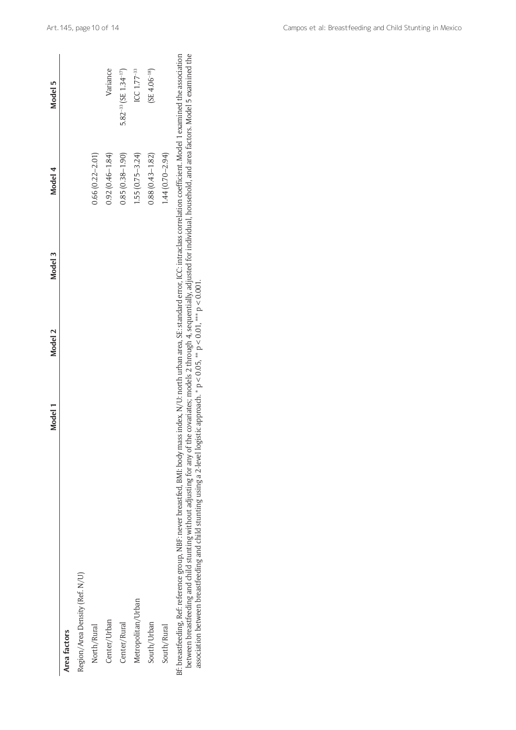| | Model 1 | Model 2 | Model 3 | Model 4 | Model 5 |
|---|---|---|---|---|---|
| **Area factors** | | | | | |
| Region/Area Density (Ref. N/U) | | | | | |
| North/Rural | | | | 0.66 (0.22–2.01) | |
| Center/Urban | | | | 0.92 (0.46–1.84) | Variance |
| Center/Rural | | | | 0.85 (0.38–1.90) | $5.82^{-33}$ (SE $1.34^{-17}$) |
| Metropolitan/Urban | | | | 1.55 (0.75–3.24) | ICC $1.77^{-33}$ |
| South/Urban | | | | 0.88 (0.43–1.82) | (SE $4.06^{-18}$) |
| South/Rural | | | | 1.44 (0.70–2.94) | |

Bf: breastfeeding, Ref: reference group, NBF: never breastfed, BMI: body mass index, N/U: north urban area, SE: standard error, ICC: intraclass correlation coefficient. Model 1 examined the association between breastfeeding and child stunting without adjusting for any of the covariates; models 2 through 4, sequentially adjusted for individual, household, and area factors. Model 5 examined the association between breastfeeding and child stunting using a 2-level logistic approach. * $p < 0.05$, ** $p < 0.01$, *** $p < 0.001$.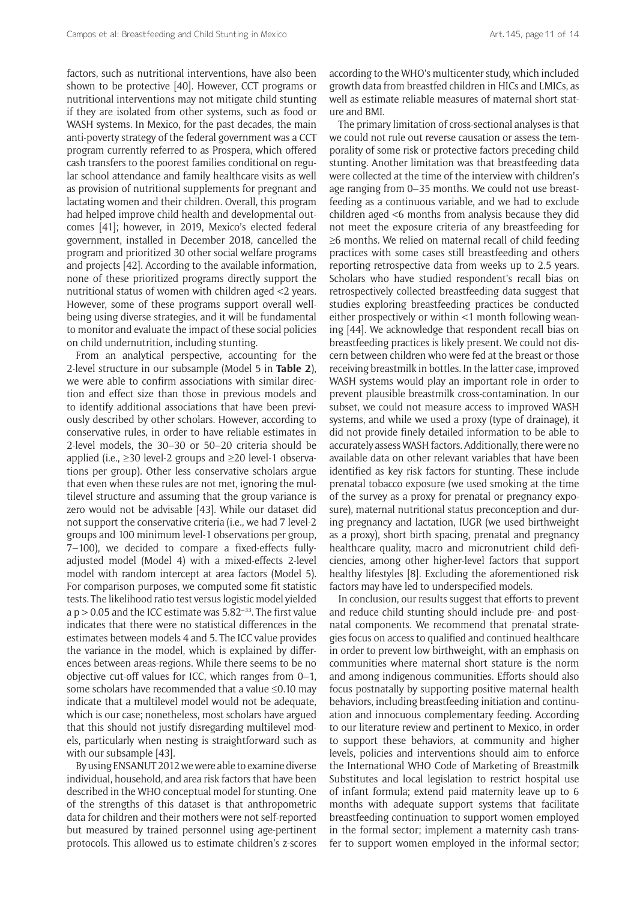factors, such as nutritional interventions, have also been shown to be protective [40]. However, CCT programs or nutritional interventions may not mitigate child stunting if they are isolated from other systems, such as food or WASH systems. In Mexico, for the past decades, the main anti-poverty strategy of the federal government was a CCT program currently referred to as Prospera, which offered cash transfers to the poorest families conditional on regular school attendance and family healthcare visits as well as provision of nutritional supplements for pregnant and lactating women and their children. Overall, this program had helped improve child health and developmental outcomes [41]; however, in 2019, Mexico's elected federal government, installed in December 2018, cancelled the program and prioritized 30 other social welfare programs and projects [42]. According to the available information, none of these prioritized programs directly support the nutritional status of women with children aged <2 years. However, some of these programs support overall wellbeing using diverse strategies, and it will be fundamental to monitor and evaluate the impact of these social policies on child undernutrition, including stunting.

From an analytical perspective, accounting for the 2-level structure in our subsample (Model 5 in **Table 2**), we were able to confirm associations with similar direction and effect size than those in previous models and to identify additional associations that have been previously described by other scholars. However, according to conservative rules, in order to have reliable estimates in 2-level models, the 30–30 or 50–20 criteria should be applied (i.e., ≥30 level-2 groups and ≥20 level-1 observations per group). Other less conservative scholars argue that even when these rules are not met, ignoring the multilevel structure and assuming that the group variance is zero would not be advisable [43]. While our dataset did not support the conservative criteria (i.e., we had 7 level-2 groups and 100 minimum level-1 observations per group, 7–100), we decided to compare a fixed-effects fully-adjusted model (Model 4) with a mixed-effects 2-level model with random intercept at area factors (Model 5). For comparison purposes, we computed some fit statistic tests. The likelihood ratio test versus logistic model yielded a $p > 0.05$ and the ICC estimate was $5.82^{-33}$. The first value indicates that there were no statistical differences in the estimates between models 4 and 5. The ICC value provides the variance in the model, which is explained by differences between areas-regions. While there seems to be no objective cut-off values for ICC, which ranges from 0–1, some scholars have recommended that a value ≤0.10 may indicate that a multilevel model would not be adequate, which is our case; nonetheless, most scholars have argued that this should not justify disregarding multilevel models, particularly when nesting is straightforward such as with our subsample [43].

By using ENSANUT 2012 we were able to examine diverse individual, household, and area risk factors that have been described in the WHO conceptual model for stunting. One of the strengths of this dataset is that anthropometric data for children and their mothers were not self-reported but measured by trained personnel using age-pertinent protocols. This allowed us to estimate children's z-scores according to the WHO's multicenter study, which included growth data from breastfed children in HICs and LMICs, as well as estimate reliable measures of maternal short stature and BMI.

The primary limitation of cross-sectional analyses is that we could not rule out reverse causation or assess the temporality of some risk or protective factors preceding child stunting. Another limitation was that breastfeeding data were collected at the time of the interview with children's age ranging from 0–35 months. We could not use breastfeeding as a continuous variable, and we had to exclude children aged <6 months from analysis because they did not meet the exposure criteria of any breastfeeding for ≥6 months. We relied on maternal recall of child feeding practices with some cases still breastfeeding and others reporting retrospective data from weeks up to 2.5 years. Scholars who have studied respondent's recall bias on retrospectively collected breastfeeding data suggest that studies exploring breastfeeding practices be conducted either prospectively or within <1 month following weaning [44]. We acknowledge that respondent recall bias on breastfeeding practices is likely present. We could not discern between children who were fed at the breast or those receiving breastmilk in bottles. In the latter case, improved WASH systems would play an important role in order to prevent plausible breastmilk cross-contamination. In our subset, we could not measure access to improved WASH systems, and while we used a proxy (type of drainage), it did not provide finely detailed information to be able to accurately assess WASH factors. Additionally, there were no available data on other relevant variables that have been identified as key risk factors for stunting. These include prenatal tobacco exposure (we used smoking at the time of the survey as a proxy for prenatal or pregnancy exposure), maternal nutritional status preconception and during pregnancy and lactation, IUGR (we used birthweight as a proxy), short birth spacing, prenatal and pregnancy healthcare quality, macro and micronutrient child deficiencies, among other higher-level factors that support healthy lifestyles [8]. Excluding the aforementioned risk factors may have led to underspecified models.

In conclusion, our results suggest that efforts to prevent and reduce child stunting should include pre- and postnatal components. We recommend that prenatal strategies focus on access to qualified and continued healthcare in order to prevent low birthweight, with an emphasis on communities where maternal short stature is the norm and among indigenous communities. Efforts should also focus postnatally by supporting positive maternal health behaviors, including breastfeeding initiation and continuation and innocuous complementary feeding. According to our literature review and pertinent to Mexico, in order to support these behaviors, at community and higher levels, policies and interventions should aim to enforce the International WHO Code of Marketing of Breastmilk Substitutes and local legislation to restrict hospital use of infant formula; extend paid maternity leave up to 6 months with adequate support systems that facilitate breastfeeding continuation to support women employed in the formal sector; implement a maternity cash transfer to support women employed in the informal sector;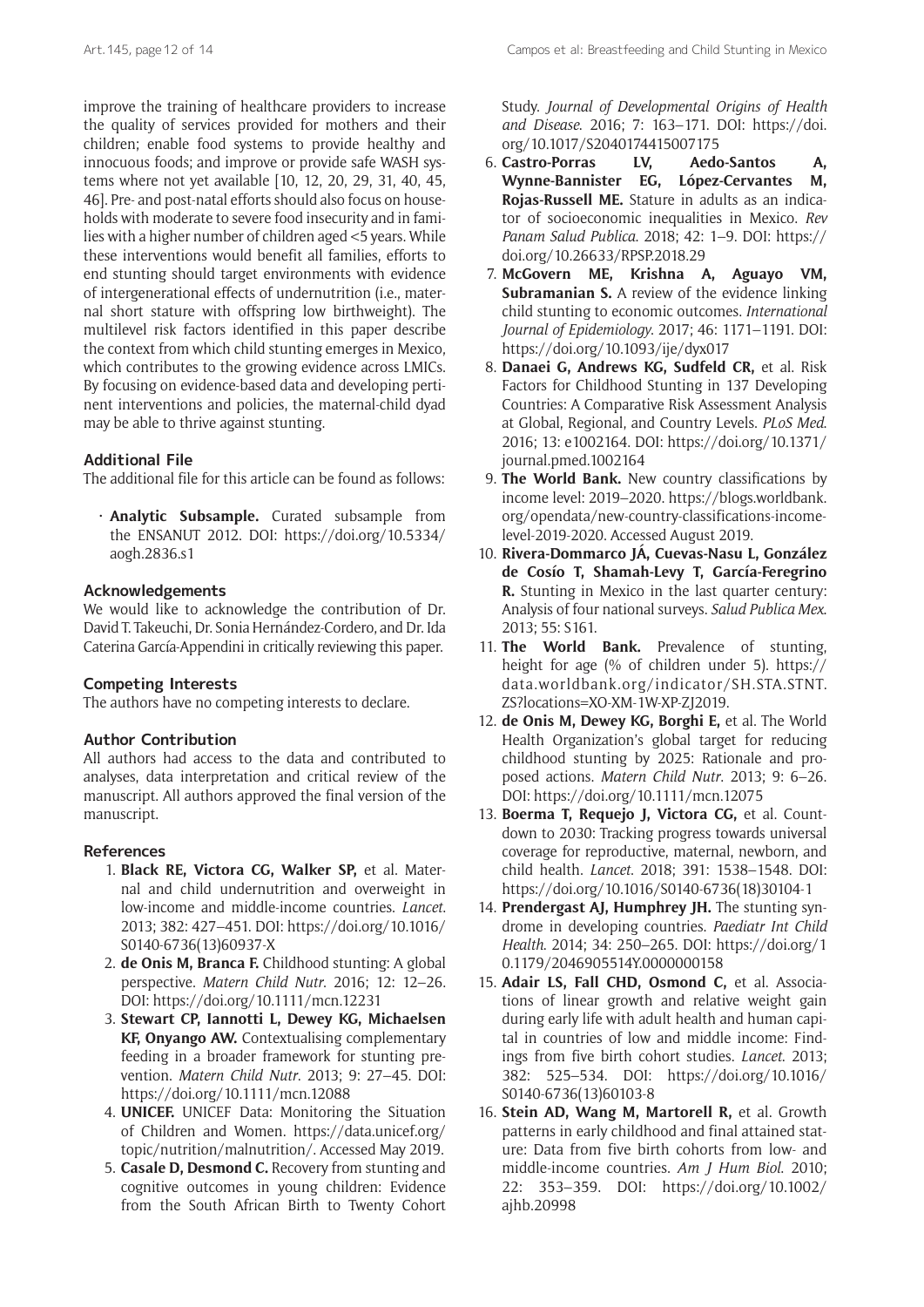improve the training of healthcare providers to increase the quality of services provided for mothers and their children; enable food systems to provide healthy and innocuous foods; and improve or provide safe WASH systems where not yet available [10, 12, 20, 29, 31, 40, 45, 46]. Pre- and post-natal efforts should also focus on households with moderate to severe food insecurity and in families with a higher number of children aged <5 years. While these interventions would benefit all families, efforts to end stunting should target environments with evidence of intergenerational effects of undernutrition (i.e., maternal short stature with offspring low birthweight). The multilevel risk factors identified in this paper describe the context from which child stunting emerges in Mexico, which contributes to the growing evidence across LMICs. By focusing on evidence-based data and developing pertinent interventions and policies, the maternal-child dyad may be able to thrive against stunting.

### Additional File

The additional file for this article can be found as follows:

- **Analytic Subsample.** Curated subsample from the ENSANUT 2012. DOI: https://doi.org/10.5334/aogh.2836.s1

### Acknowledgements

We would like to acknowledge the contribution of Dr. David T. Takeuchi, Dr. Sonia Hernández-Cordero, and Dr. Ida Caterina García-Appendini in critically reviewing this paper.

### Competing Interests

The authors have no competing interests to declare.

### Author Contribution

All authors had access to the data and contributed to analyses, data interpretation and critical review of the manuscript. All authors approved the final version of the manuscript.

### References

1. **Black RE, Victora CG, Walker SP,** et al. Maternal and child undernutrition and overweight in low-income and middle-income countries. *Lancet*. 2013; 382: 427–451. DOI: https://doi.org/10.1016/S0140-6736(13)60937-X
2. **de Onis M, Branca F.** Childhood stunting: A global perspective. *Matern Child Nutr*. 2016; 12: 12–26. DOI: https://doi.org/10.1111/mcn.12231
3. **Stewart CP, Iannotti L, Dewey KG, Michaelsen KF, Onyango AW.** Contextualising complementary feeding in a broader framework for stunting prevention. *Matern Child Nutr*. 2013; 9: 27–45. DOI: https://doi.org/10.1111/mcn.12088
4. **UNICEF.** UNICEF Data: Monitoring the Situation of Children and Women. https://data.unicef.org/topic/nutrition/malnutrition/. Accessed May 2019.
5. **Casale D, Desmond C.** Recovery from stunting and cognitive outcomes in young children: Evidence from the South African Birth to Twenty Cohort Study. *Journal of Developmental Origins of Health and Disease*. 2016; 7: 163–171. DOI: https://doi.org/10.1017/S2040174415007175
6. **Castro-Porras LV, Aedo-Santos A, Wynne-Bannister EG, López-Cervantes M, Rojas-Russell ME.** Stature in adults as an indicator of socioeconomic inequalities in Mexico. *Rev Panam Salud Publica*. 2018; 42: 1–9. DOI: https://doi.org/10.26633/RPSP.2018.29
7. **McGovern ME, Krishna A, Aguayo VM, Subramanian S.** A review of the evidence linking child stunting to economic outcomes. *International Journal of Epidemiology*. 2017; 46: 1171–1191. DOI: https://doi.org/10.1093/ije/dyx017
8. **Danaei G, Andrews KG, Sudfeld CR,** et al. Risk Factors for Childhood Stunting in 137 Developing Countries: A Comparative Risk Assessment Analysis at Global, Regional, and Country Levels. *PLoS Med*. 2016; 13: e1002164. DOI: https://doi.org/10.1371/journal.pmed.1002164
9. **The World Bank.** New country classifications by income level: 2019–2020. https://blogs.worldbank.org/opendata/new-country-classifications-income-level-2019-2020. Accessed August 2019.
10. **Rivera-Dommarco JÁ, Cuevas-Nasu L, González de Cosío T, Shamah-Levy T, García-Feregrino R.** Stunting in Mexico in the last quarter century: Analysis of four national surveys. *Salud Publica Mex*. 2013; 55: S161.
11. **The World Bank.** Prevalence of stunting, height for age (% of children under 5). https://data.worldbank.org/indicator/SH.STA.STNT.ZS?locations=XO-XM-1W-XP-ZJ2019.
12. **de Onis M, Dewey KG, Borghi E,** et al. The World Health Organization's global target for reducing childhood stunting by 2025: Rationale and proposed actions. *Matern Child Nutr*. 2013; 9: 6–26. DOI: https://doi.org/10.1111/mcn.12075
13. **Boerma T, Requejo J, Victora CG,** et al. Countdown to 2030: Tracking progress towards universal coverage for reproductive, maternal, newborn, and child health. *Lancet*. 2018; 391: 1538–1548. DOI: https://doi.org/10.1016/S0140-6736(18)30104-1
14. **Prendergast AJ, Humphrey JH.** The stunting syndrome in developing countries. *Paediatr Int Child Health*. 2014; 34: 250–265. DOI: https://doi.org/10.1179/2046905514Y.0000000158
15. **Adair LS, Fall CHD, Osmond C,** et al. Associations of linear growth and relative weight gain during early life with adult health and human capital in countries of low and middle income: Findings from five birth cohort studies. *Lancet*. 2013; 382: 525–534. DOI: https://doi.org/10.1016/S0140-6736(13)60103-8
16. **Stein AD, Wang M, Martorell R,** et al. Growth patterns in early childhood and final attained stature: Data from five birth cohorts from low- and middle-income countries. *Am J Hum Biol*. 2010; 22: 353–359. DOI: https://doi.org/10.1002/ajhb.20998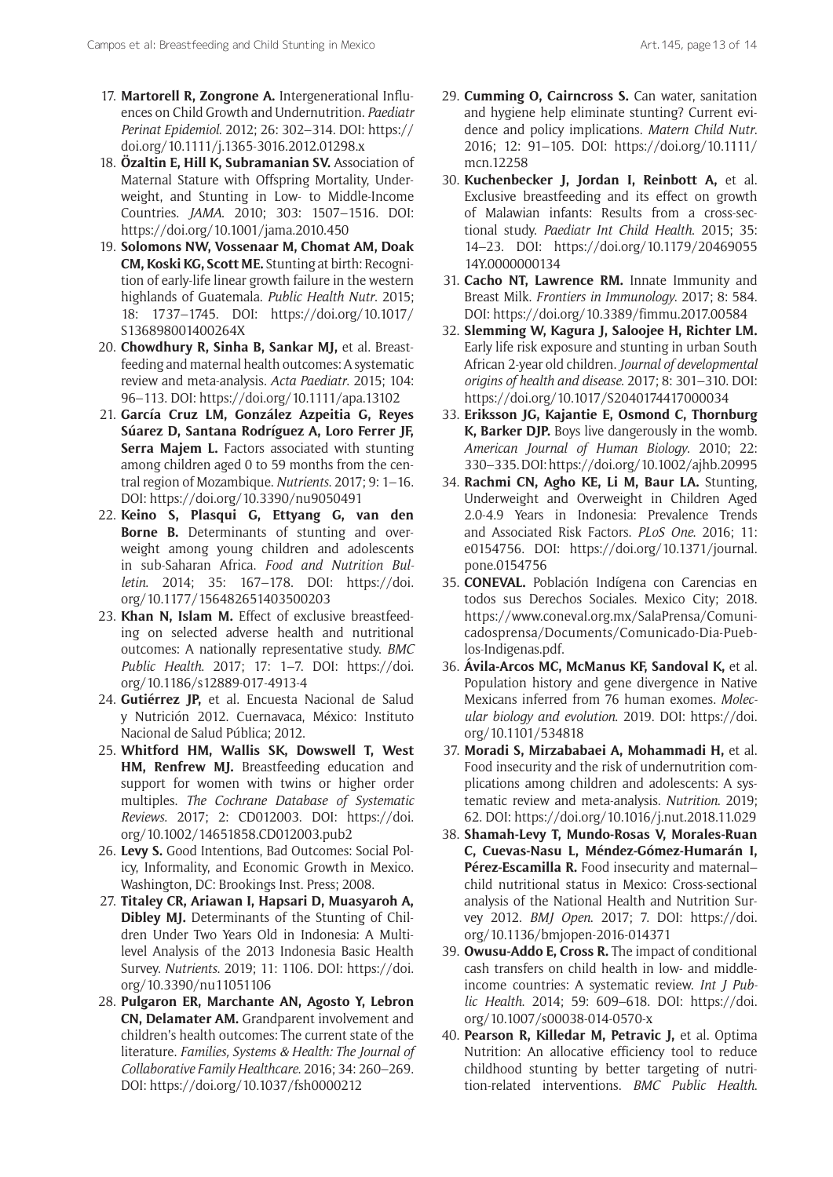17. **Martorell R, Zongrone A.** Intergenerational Influences on Child Growth and Undernutrition. *Paediatr Perinat Epidemiol*. 2012; 26: 302–314. DOI: https://doi.org/10.1111/j.1365-3016.2012.01298.x
18. **Özaltin E, Hill K, Subramanian SV.** Association of Maternal Stature with Offspring Mortality, Underweight, and Stunting in Low- to Middle-Income Countries. *JAMA*. 2010; 303: 1507–1516. DOI: https://doi.org/10.1001/jama.2010.450
19. **Solomons NW, Vossenaar M, Chomat AM, Doak CM, Koski KG, Scott ME.** Stunting at birth: Recognition of early-life linear growth failure in the western highlands of Guatemala. *Public Health Nutr*. 2015; 18: 1737–1745. DOI: https://doi.org/10.1017/S136898001400264X
20. **Chowdhury R, Sinha B, Sankar MJ,** et al. Breastfeeding and maternal health outcomes: A systematic review and meta-analysis. *Acta Paediatr*. 2015; 104: 96–113. DOI: https://doi.org/10.1111/apa.13102
21. **García Cruz LM, González Azpeitia G, Reyes Súarez D, Santana Rodríguez A, Loro Ferrer JF, Serra Majem L.** Factors associated with stunting among children aged 0 to 59 months from the central region of Mozambique. *Nutrients*. 2017; 9: 1–16. DOI: https://doi.org/10.3390/nu9050491
22. **Keino S, Plasqui G, Ettyang G, van den Borne B.** Determinants of stunting and overweight among young children and adolescents in sub-Saharan Africa. *Food and Nutrition Bulletin*. 2014; 35: 167–178. DOI: https://doi.org/10.1177/156482651403500203
23. **Khan N, Islam M.** Effect of exclusive breastfeeding on selected adverse health and nutritional outcomes: A nationally representative study. *BMC Public Health*. 2017; 17: 1–7. DOI: https://doi.org/10.1186/s12889-017-4913-4
24. **Gutiérrez JP,** et al. Encuesta Nacional de Salud y Nutrición 2012. Cuernavaca, México: Instituto Nacional de Salud Pública; 2012.
25. **Whitford HM, Wallis SK, Dowswell T, West HM, Renfrew MJ.** Breastfeeding education and support for women with twins or higher order multiples. *The Cochrane Database of Systematic Reviews*. 2017; 2: CD012003. DOI: https://doi.org/10.1002/14651858.CD012003.pub2
26. **Levy S.** Good Intentions, Bad Outcomes: Social Policy, Informality, and Economic Growth in Mexico. Washington, DC: Brookings Inst. Press; 2008.
27. **Titaley CR, Ariawan I, Hapsari D, Muasyaroh A, Dibley MJ.** Determinants of the Stunting of Children Under Two Years Old in Indonesia: A Multilevel Analysis of the 2013 Indonesia Basic Health Survey. *Nutrients*. 2019; 11: 1106. DOI: https://doi.org/10.3390/nu11051106
28. **Pulgaron ER, Marchante AN, Agosto Y, Lebron CN, Delamater AM.** Grandparent involvement and children's health outcomes: The current state of the literature. *Families, Systems & Health: The Journal of Collaborative Family Healthcare*. 2016; 34: 260–269. DOI: https://doi.org/10.1037/fsh0000212
29. **Cumming O, Cairncross S.** Can water, sanitation and hygiene help eliminate stunting? Current evidence and policy implications. *Matern Child Nutr*. 2016; 12: 91–105. DOI: https://doi.org/10.1111/mcn.12258
30. **Kuchenbecker J, Jordan I, Reinbott A,** et al. Exclusive breastfeeding and its effect on growth of Malawian infants: Results from a cross-sectional study. *Paediatr Int Child Health*. 2015; 35: 14–23. DOI: https://doi.org/10.1179/2046905514Y.0000000134
31. **Cacho NT, Lawrence RM.** Innate Immunity and Breast Milk. *Frontiers in Immunology*. 2017; 8: 584. DOI: https://doi.org/10.3389/fimmu.2017.00584
32. **Slemming W, Kagura J, Saloojee H, Richter LM.** Early life risk exposure and stunting in urban South African 2-year old children. *Journal of developmental origins of health and disease*. 2017; 8: 301–310. DOI: https://doi.org/10.1017/S2040174417000034
33. **Eriksson JG, Kajantie E, Osmond C, Thornburg K, Barker DJP.** Boys live dangerously in the womb. *American Journal of Human Biology*. 2010; 22: 330–335. DOI: https://doi.org/10.1002/ajhb.20995
34. **Rachmi CN, Agho KE, Li M, Baur LA.** Stunting, Underweight and Overweight in Children Aged 2.0-4.9 Years in Indonesia: Prevalence Trends and Associated Risk Factors. *PLoS One*. 2016; 11: e0154756. DOI: https://doi.org/10.1371/journal.pone.0154756
35. **CONEVAL.** Población Indígena con Carencias en todos sus Derechos Sociales. Mexico City; 2018. https://www.coneval.org.mx/SalaPrensa/Comunicadosprensa/Documents/Comunicado-Dia-Pueblos-Indigenas.pdf.
36. **Ávila-Arcos MC, McManus KF, Sandoval K,** et al. Population history and gene divergence in Native Mexicans inferred from 76 human exomes. *Molecular biology and evolution*. 2019. DOI: https://doi.org/10.1101/534818
37. **Moradi S, Mirzababaei A, Mohammadi H,** et al. Food insecurity and the risk of undernutrition complications among children and adolescents: A systematic review and meta-analysis. *Nutrition*. 2019; 62. DOI: https://doi.org/10.1016/j.nut.2018.11.029
38. **Shamah-Levy T, Mundo-Rosas V, Morales-Ruan C, Cuevas-Nasu L, Méndez-Gómez-Humarán I, Pérez-Escamilla R.** Food insecurity and maternal–child nutritional status in Mexico: Cross-sectional analysis of the National Health and Nutrition Survey 2012. *BMJ Open*. 2017; 7. DOI: https://doi.org/10.1136/bmjopen-2016-014371
39. **Owusu-Addo E, Cross R.** The impact of conditional cash transfers on child health in low- and middle-income countries: A systematic review. *Int J Public Health*. 2014; 59: 609–618. DOI: https://doi.org/10.1007/s00038-014-0570-x
40. **Pearson R, Killedar M, Petravic J,** et al. Optima Nutrition: An allocative efficiency tool to reduce childhood stunting by better targeting of nutrition-related interventions. *BMC Public Health*.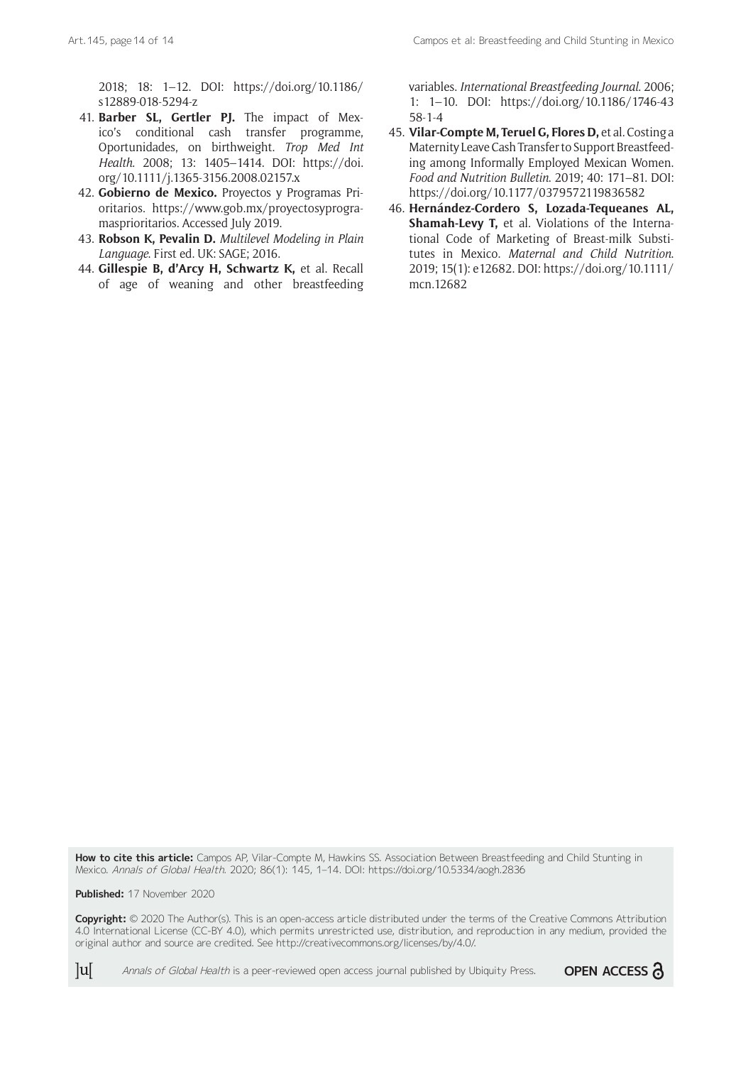2018; 18: 1–12. DOI: https://doi.org/10.1186/s12889-018-5294-z

41. **Barber SL, Gertler PJ.** The impact of Mexico's conditional cash transfer programme, Oportunidades, on birthweight. *Trop Med Int Health*. 2008; 13: 1405–1414. DOI: https://doi.org/10.1111/j.1365-3156.2008.02157.x
42. **Gobierno de Mexico.** Proyectos y Programas Prioritarios. https://www.gob.mx/proyectosyprogramasprioritarios. Accessed July 2019.
43. **Robson K, Pevalin D.** *Multilevel Modeling in Plain Language*. First ed. UK: SAGE; 2016.
44. **Gillespie B, d'Arcy H, Schwartz K,** et al. Recall of age of weaning and other breastfeeding variables. *International Breastfeeding Journal*. 2006; 1: 1–10. DOI: https://doi.org/10.1186/1746-4358-1-4
45. **Vilar-Compte M, Teruel G, Flores D,** et al. Costing a Maternity Leave Cash Transfer to Support Breastfeeding among Informally Employed Mexican Women. *Food and Nutrition Bulletin*. 2019; 40: 171–81. DOI: https://doi.org/10.1177/0379572119836582
46. **Hernández-Cordero S, Lozada-Tequeanes AL, Shamah-Levy T,** et al. Violations of the International Code of Marketing of Breast-milk Substitutes in Mexico. *Maternal and Child Nutrition*. 2019; 15(1): e12682. DOI: https://doi.org/10.1111/mcn.12682

**How to cite this article:** Campos AP, Vilar-Compte M, Hawkins SS. Association Between Breastfeeding and Child Stunting in Mexico. *Annals of Global Health*. 2020; 86(1): 145, 1–14. DOI: https://doi.org/10.5334/aogh.2836

**Published:** 17 November 2020

**Copyright:** © 2020 The Author(s). This is an open-access article distributed under the terms of the Creative Commons Attribution 4.0 International License (CC-BY 4.0), which permits unrestricted use, distribution, and reproduction in any medium, provided the original author and source are credited. See http://creativecommons.org/licenses/by/4.0/.

*Annals of Global Health* is a peer-reviewed open access journal published by Ubiquity Press. **OPEN ACCESS**